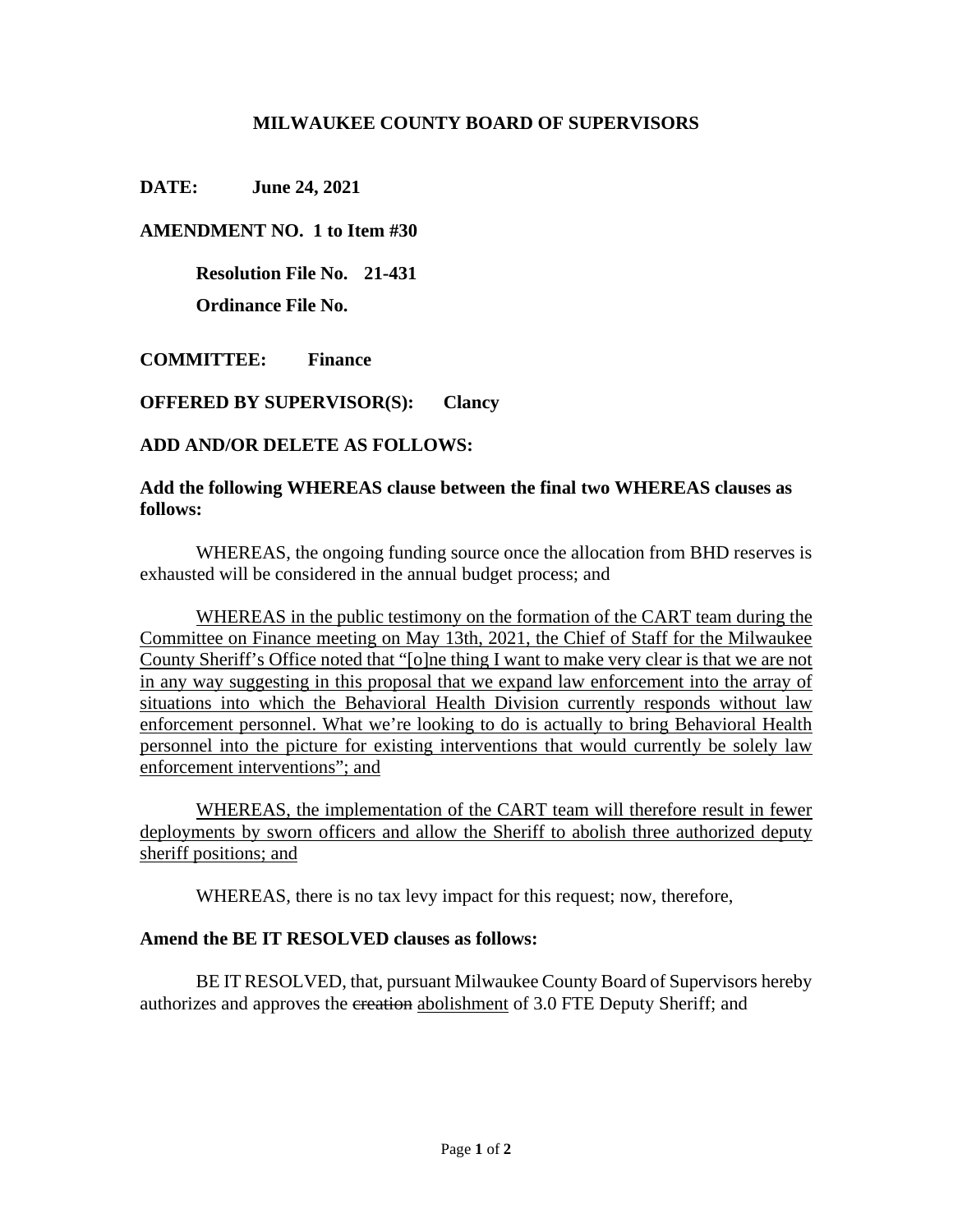# MILWAUKEE COUNTY BOARD OF SUPERVISORS

**DATE: June 24, 2021**

**AMENDMENT NO. 1 to Item #30**

**Resolution File No. 21-431**

**Ordinance File No.**

**COMMITTEE: Finance**

**OFFERED BY SUPERVISOR(S): Clancy**

**ADD AND/OR DELETE AS FOLLOWS:**

**Add the following WHEREAS clause between the final two WHEREAS clauses as follows:**

WHEREAS, the ongoing funding source once the allocation from BHD reserves is exhausted will be considered in the annual budget process; and

<u>WHEREAS in the public testimony on the formation of the CART team during the Committee on Finance meeting on May 13th, 2021, the Chief of Staff for the Milwaukee County Sheriff's Office noted that "[o]ne thing I want to make very clear is that we are not in any way suggesting in this proposal that we expand law enforcement into the array of situations into which the Behavioral Health Division currently responds without law enforcement personnel. What we're looking to do is actually to bring Behavioral Health personnel into the picture for existing interventions that would currently be solely law enforcement interventions"; and</u>

<u>WHEREAS, the implementation of the CART team will therefore result in fewer deployments by sworn officers and allow the Sheriff to abolish three authorized deputy sheriff positions; and</u>

WHEREAS, there is no tax levy impact for this request; now, therefore,

**Amend the BE IT RESOLVED clauses as follows:**

BE IT RESOLVED, that, pursuant Milwaukee County Board of Supervisors hereby authorizes and approves the ~~creation~~ <u>abolishment</u> of 3.0 FTE Deputy Sheriff; and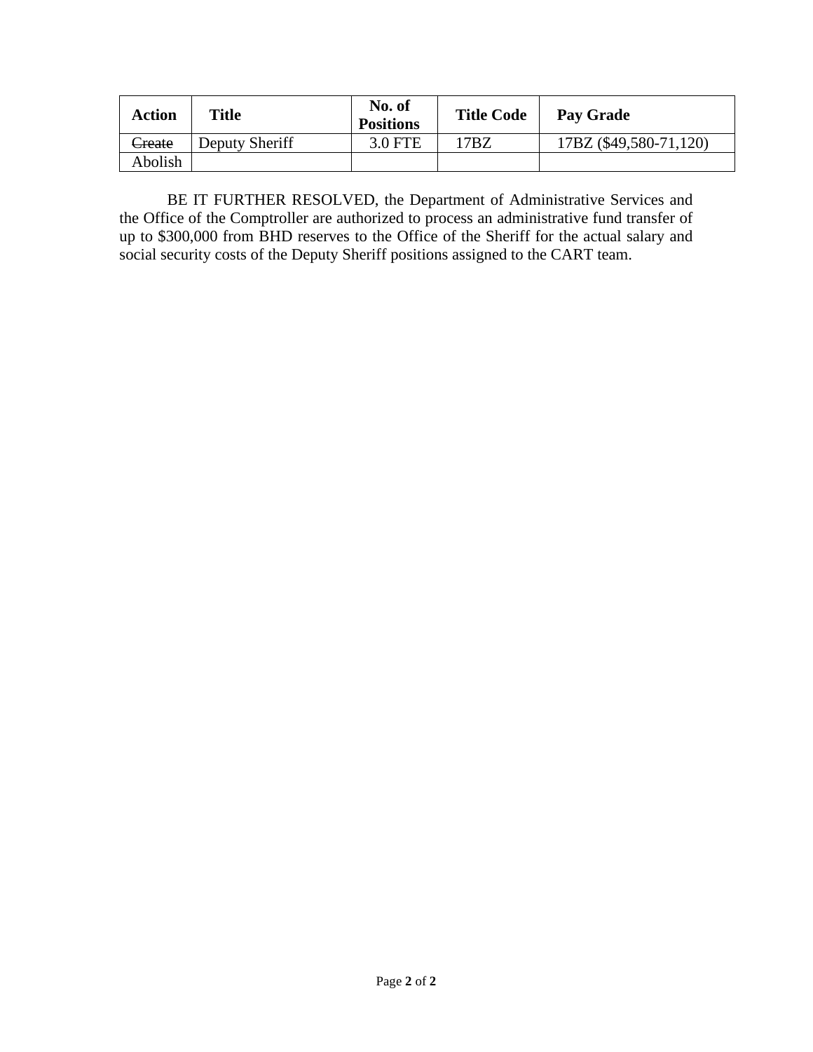| Action | Title | No. of Positions | Title Code | Pay Grade |
|---|---|---|---|---|
| ~~Create~~ | Deputy Sheriff | 3.0 FTE | 17BZ | 17BZ ($49,580-71,120) |
| Abolish | | | | |

BE IT FURTHER RESOLVED, the Department of Administrative Services and the Office of the Comptroller are authorized to process an administrative fund transfer of up to $300,000 from BHD reserves to the Office of the Sheriff for the actual salary and social security costs of the Deputy Sheriff positions assigned to the CART team.